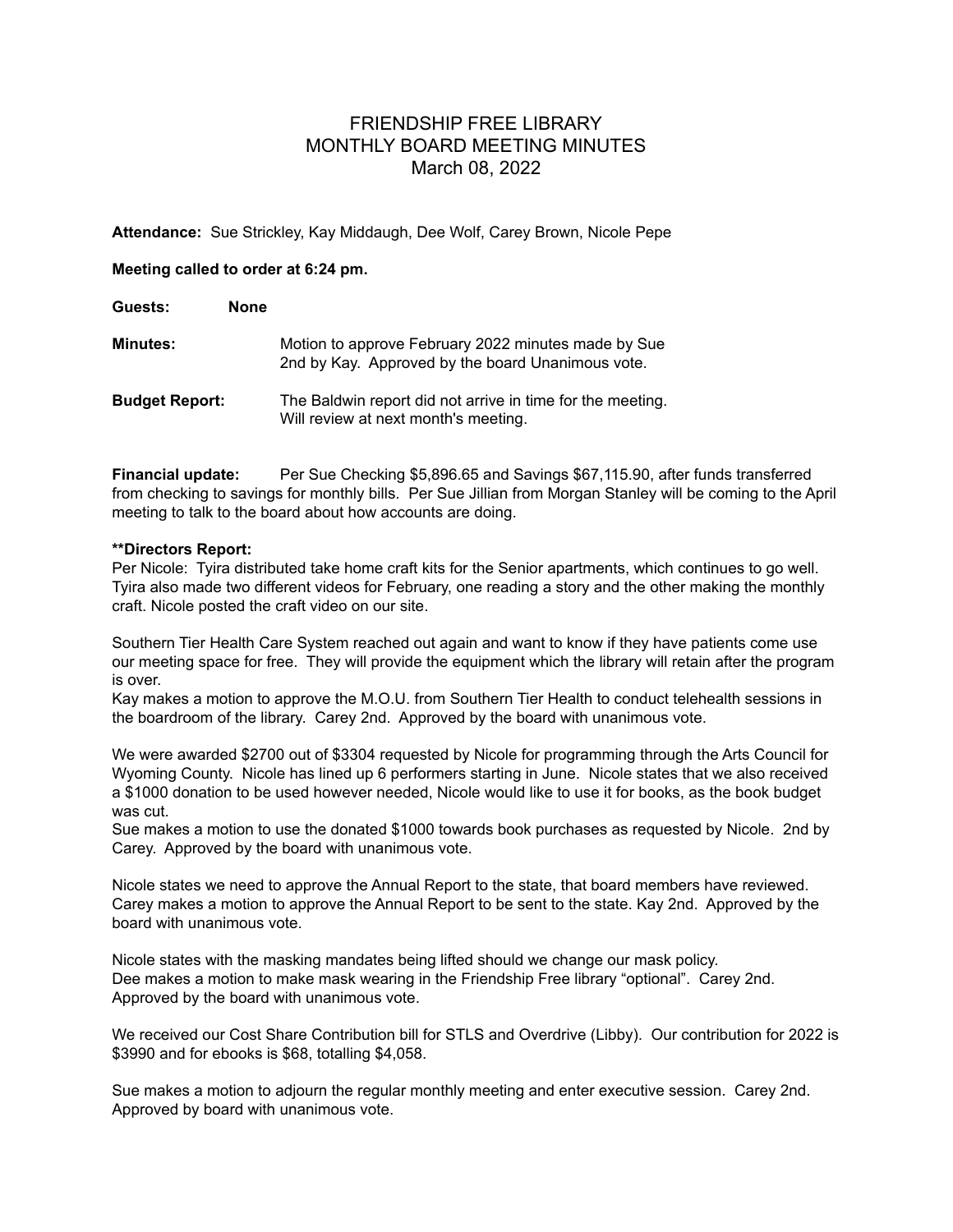# FRIENDSHIP FREE LIBRARY
## MONTHLY BOARD MEETING MINUTES
### March 08, 2022

**Attendance:** Sue Strickley, Kay Middaugh, Dee Wolf, Carey Brown, Nicole Pepe

**Meeting called to order at 6:24 pm.**

**Guests:** **None**

**Minutes:** Motion to approve February 2022 minutes made by Sue 2nd by Kay. Approved by the board Unanimous vote.

**Budget Report:** The Baldwin report did not arrive in time for the meeting. Will review at next month's meeting.

**Financial update:** Per Sue Checking $5,896.65 and Savings $67,115.90, after funds transferred from checking to savings for monthly bills. Per Sue Jillian from Morgan Stanley will be coming to the April meeting to talk to the board about how accounts are doing.

**\*\*Directors Report:**

Per Nicole: Tyira distributed take home craft kits for the Senior apartments, which continues to go well. Tyira also made two different videos for February, one reading a story and the other making the monthly craft. Nicole posted the craft video on our site.

Southern Tier Health Care System reached out again and want to know if they have patients come use our meeting space for free. They will provide the equipment which the library will retain after the program is over.

Kay makes a motion to approve the M.O.U. from Southern Tier Health to conduct telehealth sessions in the boardroom of the library. Carey 2nd. Approved by the board with unanimous vote.

We were awarded $2700 out of $3304 requested by Nicole for programming through the Arts Council for Wyoming County. Nicole has lined up 6 performers starting in June. Nicole states that we also received a $1000 donation to be used however needed, Nicole would like to use it for books, as the book budget was cut.

Sue makes a motion to use the donated $1000 towards book purchases as requested by Nicole. 2nd by Carey. Approved by the board with unanimous vote.

Nicole states we need to approve the Annual Report to the state, that board members have reviewed. Carey makes a motion to approve the Annual Report to be sent to the state. Kay 2nd. Approved by the board with unanimous vote.

Nicole states with the masking mandates being lifted should we change our mask policy.

Dee makes a motion to make mask wearing in the Friendship Free library "optional". Carey 2nd. Approved by the board with unanimous vote.

We received our Cost Share Contribution bill for STLS and Overdrive (Libby). Our contribution for 2022 is $3990 and for ebooks is $68, totalling $4,058.

Sue makes a motion to adjourn the regular monthly meeting and enter executive session. Carey 2nd. Approved by board with unanimous vote.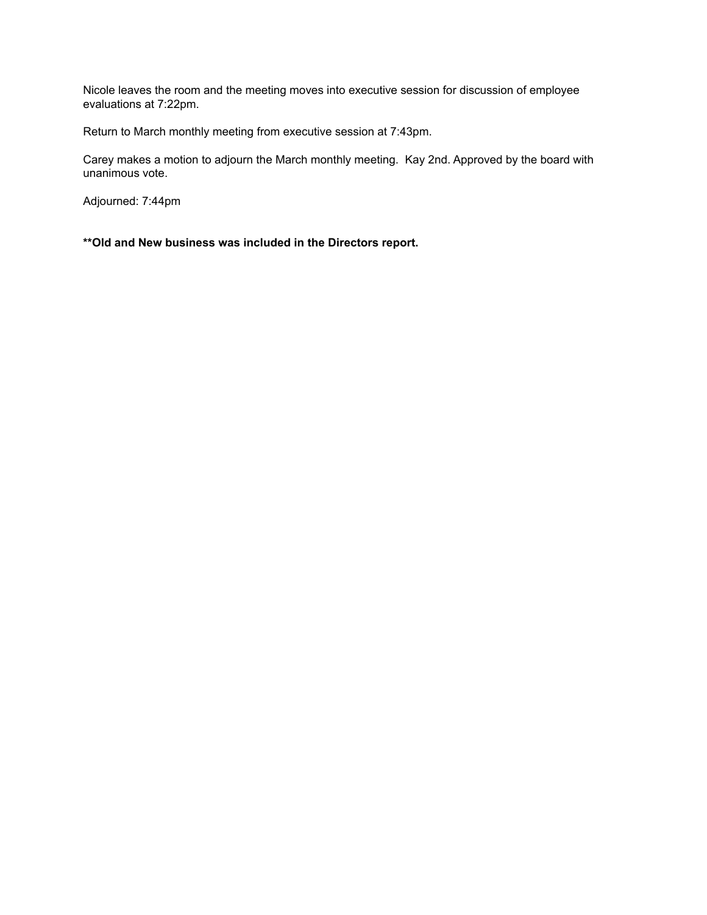Nicole leaves the room and the meeting moves into executive session for discussion of employee evaluations at 7:22pm.

Return to March monthly meeting from executive session at 7:43pm.

Carey makes a motion to adjourn the March monthly meeting.  Kay 2nd. Approved by the board with unanimous vote.

Adjourned: 7:44pm

**\*\*Old and New business was included in the Directors report.**